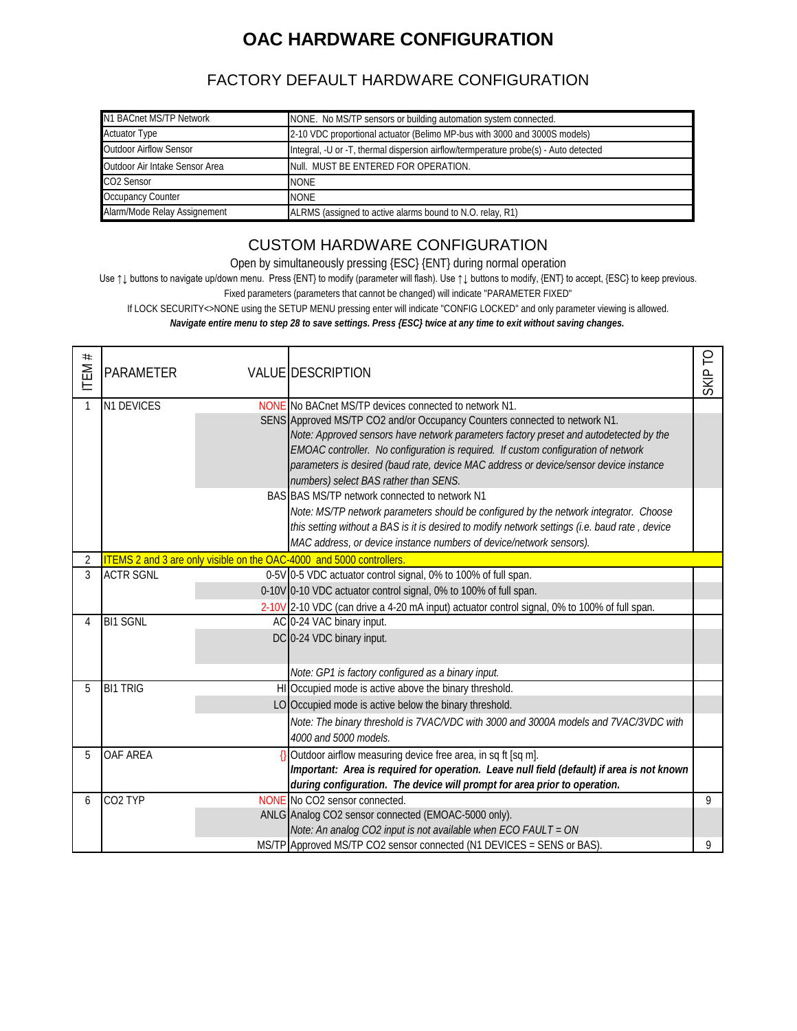# OAC HARDWARE CONFIGURATION

## FACTORY DEFAULT HARDWARE CONFIGURATION

| | |
|---|---|
| N1 BACnet MS/TP Network | NONE. No MS/TP sensors or building automation system connected. |
| Actuator Type | 2-10 VDC proportional actuator (Belimo MP-bus with 3000 and 3000S models) |
| Outdoor Airflow Sensor | Integral, -U or -T, thermal dispersion airflow/termperature probe(s) - Auto detected |
| Outdoor Air Intake Sensor Area | Null. MUST BE ENTERED FOR OPERATION. |
| CO2 Sensor | NONE |
| Occupancy Counter | NONE |
| Alarm/Mode Relay Assignement | ALRMS (assigned to active alarms bound to N.O. relay, R1) |

## CUSTOM HARDWARE CONFIGURATION

Open by simultaneously pressing {ESC} {ENT} during normal operation

Use ↑↓ buttons to navigate up/down menu. Press {ENT} to modify (parameter will flash). Use ↑↓ buttons to modify, {ENT} to accept, {ESC} to keep previous.

Fixed parameters (parameters that cannot be changed) will indicate "PARAMETER FIXED"

If LOCK SECURITY<>NONE using the SETUP MENU pressing enter will indicate "CONFIG LOCKED" and only parameter viewing is allowed.

***Navigate entire menu to step 28 to save settings. Press {ESC} twice at any time to exit without saving changes.***

| ITEM # | PARAMETER | VALUE | DESCRIPTION | SKIP TO |
|---|---|---|---|---|
| 1 | N1 DEVICES | NONE | No BACnet MS/TP devices connected to network N1. | |
| | | SENS | Approved MS/TP CO2 and/or Occupancy Counters connected to network N1.<br>*Note: Approved sensors have network parameters factory preset and autodetected by the EMOAC controller. No configuration is required. If custom configuration of network parameters is desired (baud rate, device MAC address or device/sensor device instance numbers) select BAS rather than SENS.* | |
| | | BAS | BAS MS/TP network connected to network N1<br>*Note: MS/TP network parameters should be configured by the network integrator. Choose this setting without a BAS is it is desired to modify network settings (i.e. baud rate , device MAC address, or device instance numbers of device/network sensors).* | |
| 2 | ITEMS 2 and 3 are only visible on the OAC-4000 and 5000 controllers. | | | |
| 3 | ACTR SGNL | 0-5V | 0-5 VDC actuator control signal, 0% to 100% of full span. | |
| | | 0-10V | 0-10 VDC actuator control signal, 0% to 100% of full span. | |
| | | 2-10V | 2-10 VDC (can drive a 4-20 mA input) actuator control signal, 0% to 100% of full span. | |
| 4 | BI1 SGNL | AC | 0-24 VAC binary input. | |
| | | DC | 0-24 VDC binary input. | |
| | | | *Note: GP1 is factory configured as a binary input.* | |
| 5 | BI1 TRIG | HI | Occupied mode is active above the binary threshold. | |
| | | LO | Occupied mode is active below the binary threshold. | |
| | | | *Note: The binary threshold is 7VAC/VDC with 3000 and 3000A models and 7VAC/3VDC with 4000 and 5000 models.* | |
| 5 | OAF AREA | {} | Outdoor airflow measuring device free area, in sq ft [sq m].<br>***Important: Area is required for operation. Leave null field (default) if area is not known during configuration. The device will prompt for area prior to operation.*** | |
| 6 | CO2 TYP | NONE | No CO2 sensor connected. | 9 |
| | | ANLG | Analog CO2 sensor connected (EMOAC-5000 only).<br>*Note: An analog CO2 input is not available when ECO FAULT = ON* | |
| | | MS/TP | Approved MS/TP CO2 sensor connected (N1 DEVICES = SENS or BAS). | 9 |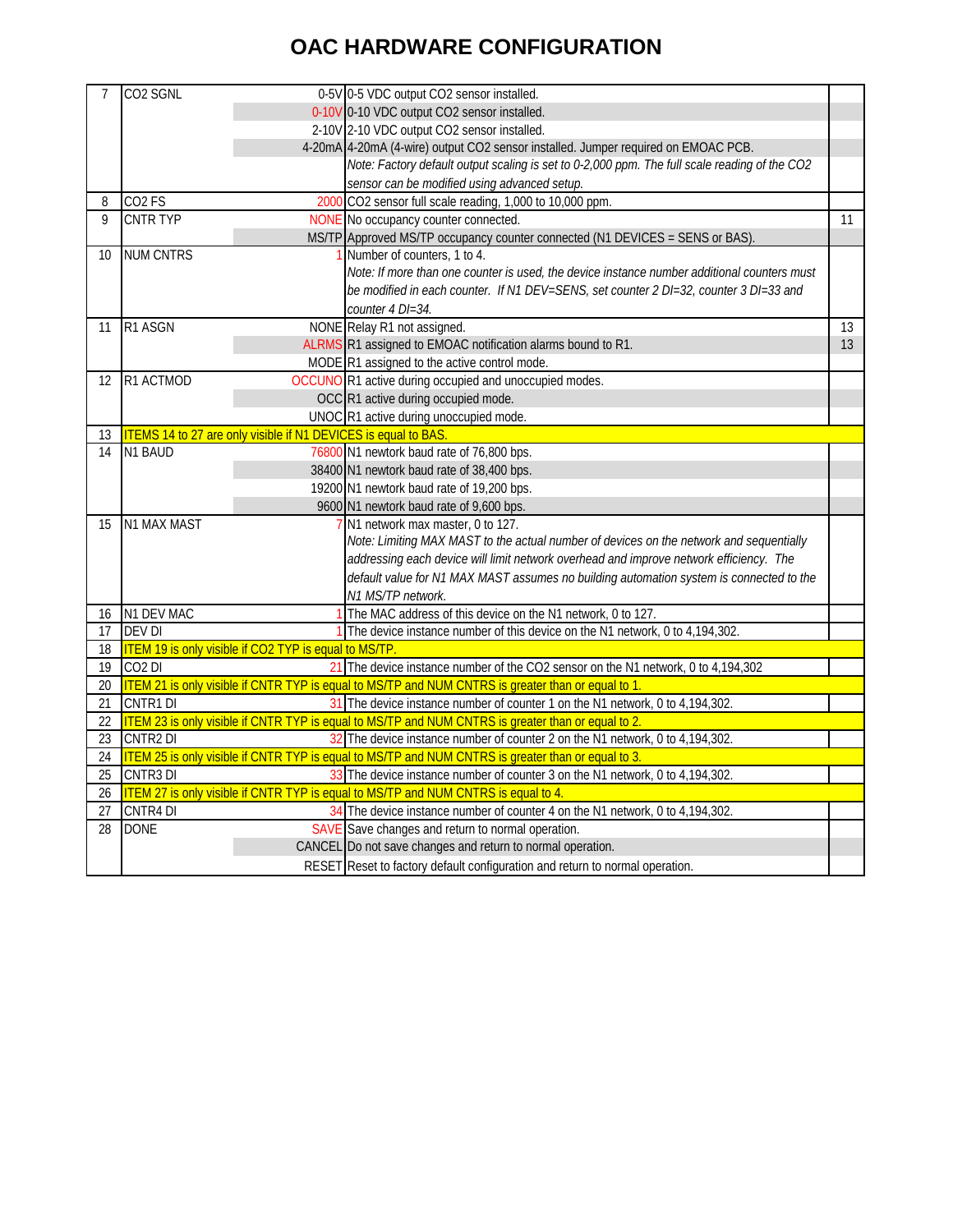# OAC HARDWARE CONFIGURATION

| # | Item | Value | Description | Next |
|---|---|---|---|---|
| 7 | CO2 SGNL | 0-5V | 0-5 VDC output CO2 sensor installed. | |
| | | 0-10V | 0-10 VDC output CO2 sensor installed. | |
| | | 2-10V | 2-10 VDC output CO2 sensor installed. | |
| | | 4-20mA | 4-20mA (4-wire) output CO2 sensor installed. Jumper required on EMOAC PCB. | |
| | | | *Note: Factory default output scaling is set to 0-2,000 ppm. The full scale reading of the CO2 sensor can be modified using advanced setup.* | |
| 8 | CO2 FS | 2000 | CO2 sensor full scale reading, 1,000 to 10,000 ppm. | |
| 9 | CNTR TYP | NONE | No occupancy counter connected. | 11 |
| | | MS/TP | Approved MS/TP occupancy counter connected (N1 DEVICES = SENS or BAS). | |
| 10 | NUM CNTRS | 1 | Number of counters, 1 to 4. | |
| | | | *Note: If more than one counter is used, the device instance number additional counters must be modified in each counter. If N1 DEV=SENS, set counter 2 DI=32, counter 3 DI=33 and counter 4 DI=34.* | |
| 11 | R1 ASGN | NONE | Relay R1 not assigned. | 13 |
| | | ALRMS | R1 assigned to EMOAC notification alarms bound to R1. | 13 |
| | | MODE | R1 assigned to the active control mode. | |
| 12 | R1 ACTMOD | OCCUNO | R1 active during occupied and unoccupied modes. | |
| | | OCC | R1 active during occupied mode. | |
| | | UNOC | R1 active during unoccupied mode. | |
| 13 | ITEMS 14 to 27 are only visible if N1 DEVICES is equal to BAS. | | | |
| 14 | N1 BAUD | 76800 | N1 newtork baud rate of 76,800 bps. | |
| | | 38400 | N1 newtork baud rate of 38,400 bps. | |
| | | 19200 | N1 newtork baud rate of 19,200 bps. | |
| | | 9600 | N1 newtork baud rate of 9,600 bps. | |
| 15 | N1 MAX MAST | 7 | N1 network max master, 0 to 127. | |
| | | | *Note: Limiting MAX MAST to the actual number of devices on the network and sequentially addressing each device will limit network overhead and improve network efficiency. The default value for N1 MAX MAST assumes no building automation system is connected to the N1 MS/TP network.* | |
| 16 | N1 DEV MAC | 1 | The MAC address of this device on the N1 network, 0 to 127. | |
| 17 | DEV DI | 1 | The device instance number of this device on the N1 network, 0 to 4,194,302. | |
| 18 | ITEM 19 is only visible if CO2 TYP is equal to MS/TP. | | | |
| 19 | CO2 DI | 21 | The device instance number of the CO2 sensor on the N1 network, 0 to 4,194,302 | |
| 20 | ITEM 21 is only visible if CNTR TYP is equal to MS/TP and NUM CNTRS is greater than or equal to 1. | | | |
| 21 | CNTR1 DI | 31 | The device instance number of counter 1 on the N1 network, 0 to 4,194,302. | |
| 22 | ITEM 23 is only visible if CNTR TYP is equal to MS/TP and NUM CNTRS is greater than or equal to 2. | | | |
| 23 | CNTR2 DI | 32 | The device instance number of counter 2 on the N1 network, 0 to 4,194,302. | |
| 24 | ITEM 25 is only visible if CNTR TYP is equal to MS/TP and NUM CNTRS is greater than or equal to 3. | | | |
| 25 | CNTR3 DI | 33 | The device instance number of counter 3 on the N1 network, 0 to 4,194,302. | |
| 26 | ITEM 27 is only visible if CNTR TYP is equal to MS/TP and NUM CNTRS is equal to 4. | | | |
| 27 | CNTR4 DI | 34 | The device instance number of counter 4 on the N1 network, 0 to 4,194,302. | |
| 28 | DONE | SAVE | Save changes and return to normal operation. | |
| | | CANCEL | Do not save changes and return to normal operation. | |
| | | RESET | Reset to factory default configuration and return to normal operation. | |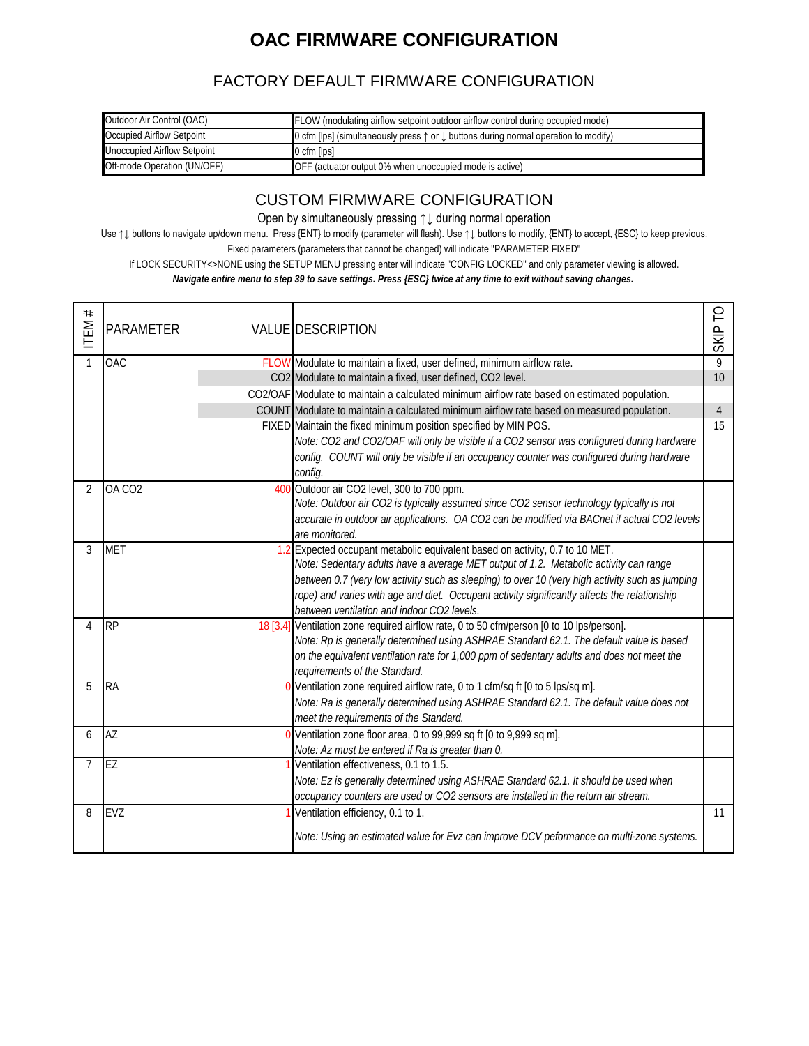# OAC FIRMWARE CONFIGURATION

## FACTORY DEFAULT FIRMWARE CONFIGURATION

| | |
|---|---|
| Outdoor Air Control (OAC) | FLOW (modulating airflow setpoint outdoor airflow control during occupied mode) |
| Occupied Airflow Setpoint | 0 cfm [lps] (simultaneously press ↑ or ↓ buttons during normal operation to modify) |
| Unoccupied Airflow Setpoint | 0 cfm [lps] |
| Off-mode Operation (UN/OFF) | OFF (actuator output 0% when unoccupied mode is active) |

## CUSTOM FIRMWARE CONFIGURATION

Open by simultaneously pressing ↑↓ during normal operation

Use ↑↓ buttons to navigate up/down menu. Press {ENT} to modify (parameter will flash). Use ↑↓ buttons to modify, {ENT} to accept, {ESC} to keep previous.

Fixed parameters (parameters that cannot be changed) will indicate "PARAMETER FIXED"

If LOCK SECURITY<>NONE using the SETUP MENU pressing enter will indicate "CONFIG LOCKED" and only parameter viewing is allowed.

***Navigate entire menu to step 39 to save settings. Press {ESC} twice at any time to exit without saving changes.***

| ITEM # | PARAMETER | VALUE | DESCRIPTION | SKIP TO |
|---|---|---|---|---|
| 1 | OAC | FLOW | Modulate to maintain a fixed, user defined, minimum airflow rate. | 9 |
| | | CO2 | Modulate to maintain a fixed, user defined, CO2 level. | 10 |
| | | CO2/OAF | Modulate to maintain a calculated minimum airflow rate based on estimated population. | |
| | | COUNT | Modulate to maintain a calculated minimum airflow rate based on measured population. | 4 |
| | | FIXED | Maintain the fixed minimum position specified by MIN POS.<br>*Note: CO2 and CO2/OAF will only be visible if a CO2 sensor was configured during hardware config. COUNT will only be visible if an occupancy counter was configured during hardware config.* | 15 |
| 2 | OA CO2 | 400 | Outdoor air CO2 level, 300 to 700 ppm.<br>*Note: Outdoor air CO2 is typically assumed since CO2 sensor technology typically is not accurate in outdoor air applications. OA CO2 can be modified via BACnet if actual CO2 levels are monitored.* | |
| 3 | MET | 1.2 | Expected occupant metabolic equivalent based on activity, 0.7 to 10 MET.<br>*Note: Sedentary adults have a average MET output of 1.2. Metabolic activity can range between 0.7 (very low activity such as sleeping) to over 10 (very high activity such as jumping rope) and varies with age and diet. Occupant activity significantly affects the relationship between ventilation and indoor CO2 levels.* | |
| 4 | RP | 18 [3.4] | Ventilation zone required airflow rate, 0 to 50 cfm/person [0 to 10 lps/person].<br>*Note: Rp is generally determined using ASHRAE Standard 62.1. The default value is based on the equivalent ventilation rate for 1,000 ppm of sedentary adults and does not meet the requirements of the Standard.* | |
| 5 | RA | 0 | Ventilation zone required airflow rate, 0 to 1 cfm/sq ft [0 to 5 lps/sq m].<br>*Note: Ra is generally determined using ASHRAE Standard 62.1. The default value does not meet the requirements of the Standard.* | |
| 6 | AZ | 0 | Ventilation zone floor area, 0 to 99,999 sq ft [0 to 9,999 sq m].<br>*Note: Az must be entered if Ra is greater than 0.* | |
| 7 | EZ | 1 | Ventilation effectiveness, 0.1 to 1.5.<br>*Note: Ez is generally determined using ASHRAE Standard 62.1. It should be used when occupancy counters are used or CO2 sensors are installed in the return air stream.* | |
| 8 | EVZ | 1 | Ventilation efficiency, 0.1 to 1.<br>*Note: Using an estimated value for Evz can improve DCV peformance on multi-zone systems.* | 11 |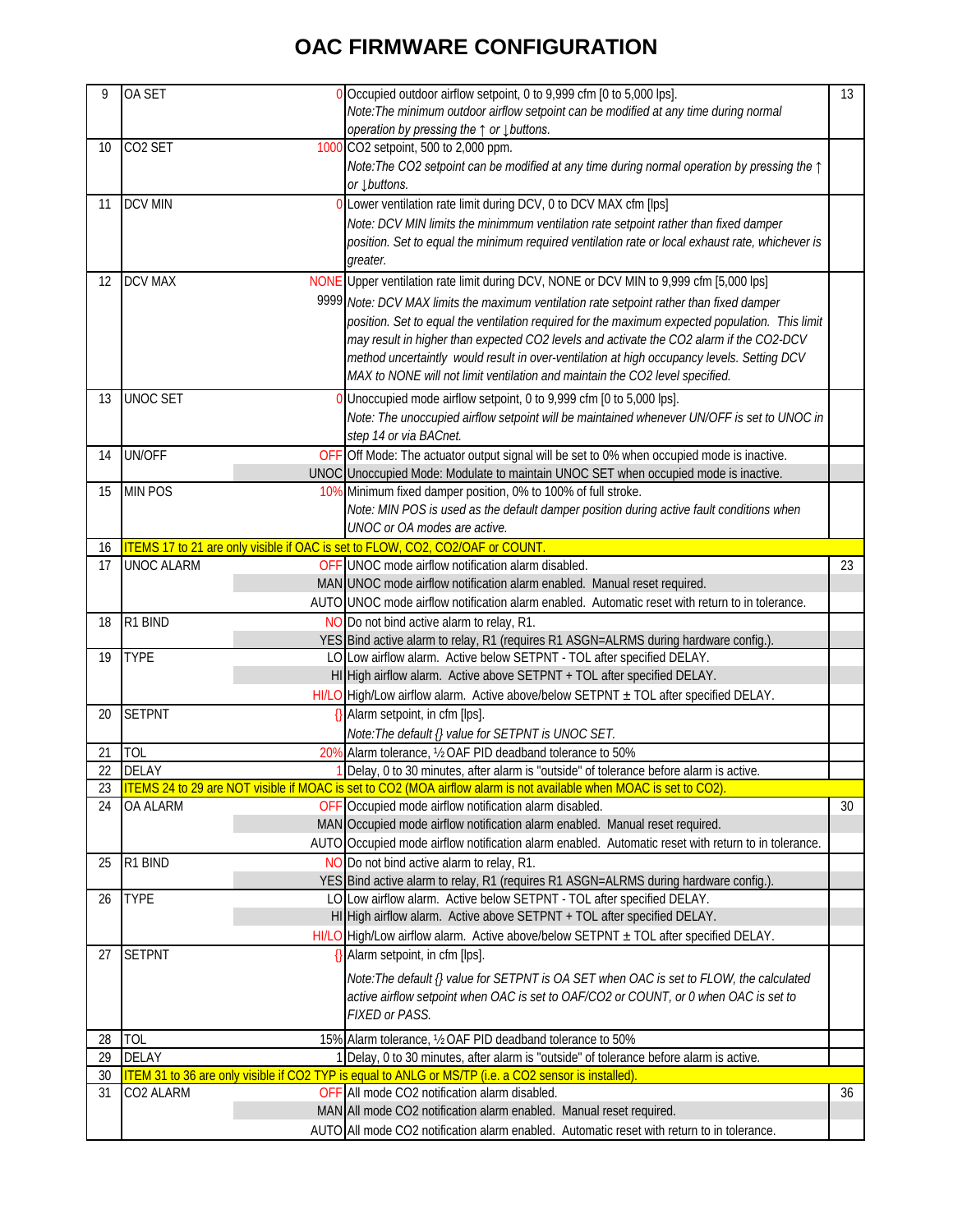# OAC FIRMWARE CONFIGURATION

| | | | | |
|---|---|---|---|---|
| 9 | OA SET | 0 | Occupied outdoor airflow setpoint, 0 to 9,999 cfm [0 to 5,000 lps].<br>*Note:The minimum outdoor airflow setpoint can be modified at any time during normal operation by pressing the ↑ or ↓buttons.* | 13 |
| 10 | CO2 SET | 1000 | CO2 setpoint, 500 to 2,000 ppm.<br>*Note:The CO2 setpoint can be modified at any time during normal operation by pressing the ↑ or ↓buttons.* | |
| 11 | DCV MIN | 0 | Lower ventilation rate limit during DCV, 0 to DCV MAX cfm [lps]<br>*Note: DCV MIN limits the minimmum ventilation rate setpoint rather than fixed damper position. Set to equal the minimum required ventilation rate or local exhaust rate, whichever is greater.* | |
| 12 | DCV MAX | NONE<br>9999 | Upper ventilation rate limit during DCV, NONE or DCV MIN to 9,999 cfm [5,000 lps]<br>*Note: DCV MAX limits the maximum ventilation rate setpoint rather than fixed damper position. Set to equal the ventilation required for the maximum expected population. This limit may result in higher than expected CO2 levels and activate the CO2 alarm if the CO2-DCV method uncertaintly would result in over-ventilation at high occupancy levels. Setting DCV MAX to NONE will not limit ventilation and maintain the CO2 level specified.* | |
| 13 | UNOC SET | 0 | Unoccupied mode airflow setpoint, 0 to 9,999 cfm [0 to 5,000 lps].<br>*Note: The unoccupied airflow setpoint will be maintained whenever UN/OFF is set to UNOC in step 14 or via BACnet.* | |
| 14 | UN/OFF | OFF | Off Mode: The actuator output signal will be set to 0% when occupied mode is inactive. | |
| | | UNOC | Unoccupied Mode: Modulate to maintain UNOC SET when occupied mode is inactive. | |
| 15 | MIN POS | 10% | Minimum fixed damper position, 0% to 100% of full stroke.<br>*Note: MIN POS is used as the default damper position during active fault conditions when UNOC or OA modes are active.* | |
| 16 | ITEMS 17 to 21 are only visible if OAC is set to FLOW, CO2, CO2/OAF or COUNT. | | | |
| 17 | UNOC ALARM | OFF | UNOC mode airflow notification alarm disabled. | 23 |
| | | MAN | UNOC mode airflow notification alarm enabled. Manual reset required. | |
| | | AUTO | UNOC mode airflow notification alarm enabled. Automatic reset with return to in tolerance. | |
| 18 | R1 BIND | NO | Do not bind active alarm to relay, R1. | |
| | | YES | Bind active alarm to relay, R1 (requires R1 ASGN=ALRMS during hardware config.). | |
| 19 | TYPE | LO | Low airflow alarm. Active below SETPNT - TOL after specified DELAY. | |
| | | HI | High airflow alarm. Active above SETPNT + TOL after specified DELAY. | |
| | | HI/LO | High/Low airflow alarm. Active above/below SETPNT ± TOL after specified DELAY. | |
| 20 | SETPNT | {} | Alarm setpoint, in cfm [lps].<br>*Note:The default {} value for SETPNT is UNOC SET.* | |
| 21 | TOL | 20% | Alarm tolerance, ½ OAF PID deadband tolerance to 50% | |
| 22 | DELAY | 1 | Delay, 0 to 30 minutes, after alarm is "outside" of tolerance before alarm is active. | |
| 23 | ITEMS 24 to 29 are NOT visible if MOAC is set to CO2 (MOA airflow alarm is not available when MOAC is set to CO2). | | | |
| 24 | OA ALARM | OFF | Occupied mode airflow notification alarm disabled. | 30 |
| | | MAN | Occupied mode airflow notification alarm enabled. Manual reset required. | |
| | | AUTO | Occupied mode airflow notification alarm enabled. Automatic reset with return to in tolerance. | |
| 25 | R1 BIND | NO | Do not bind active alarm to relay, R1. | |
| | | YES | Bind active alarm to relay, R1 (requires R1 ASGN=ALRMS during hardware config.). | |
| 26 | TYPE | LO | Low airflow alarm. Active below SETPNT - TOL after specified DELAY. | |
| | | HI | High airflow alarm. Active above SETPNT + TOL after specified DELAY. | |
| | | HI/LO | High/Low airflow alarm. Active above/below SETPNT ± TOL after specified DELAY. | |
| 27 | SETPNT | {} | Alarm setpoint, in cfm [lps].<br>*Note:The default {} value for SETPNT is OA SET when OAC is set to FLOW, the calculated active airflow setpoint when OAC is set to OAF/CO2 or COUNT, or 0 when OAC is set to FIXED or PASS.* | |
| 28 | TOL | 15% | Alarm tolerance, ½ OAF PID deadband tolerance to 50% | |
| 29 | DELAY | 1 | Delay, 0 to 30 minutes, after alarm is "outside" of tolerance before alarm is active. | |
| 30 | ITEM 31 to 36 are only visible if CO2 TYP is equal to ANLG or MS/TP (i.e. a CO2 sensor is installed). | | | |
| 31 | CO2 ALARM | OFF | All mode CO2 notification alarm disabled. | 36 |
| | | MAN | All mode CO2 notification alarm enabled. Manual reset required. | |
| | | AUTO | All mode CO2 notification alarm enabled. Automatic reset with return to in tolerance. | |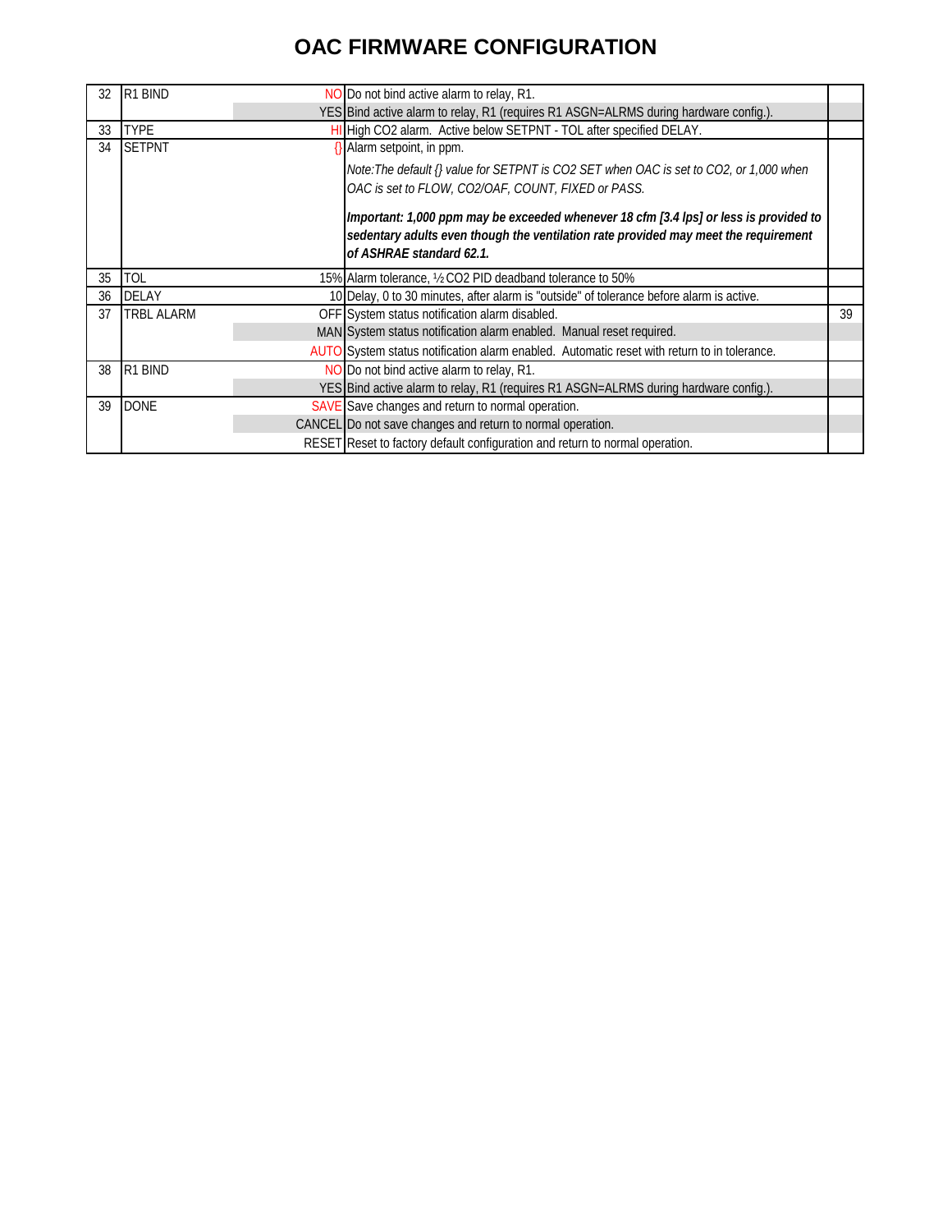# OAC FIRMWARE CONFIGURATION

| | | | | |
|---|---|---|---|---|
| 32 | R1 BIND | NO | Do not bind active alarm to relay, R1. | |
| | | YES | Bind active alarm to relay, R1 (requires R1 ASGN=ALRMS during hardware config.). | |
| 33 | TYPE | HI | High CO2 alarm. Active below SETPNT - TOL after specified DELAY. | |
| 34 | SETPNT | {} | Alarm setpoint, in ppm.<br>*Note:The default {} value for SETPNT is CO2 SET when OAC is set to CO2, or 1,000 when OAC is set to FLOW, CO2/OAF, COUNT, FIXED or PASS.*<br>***Important: 1,000 ppm may be exceeded whenever 18 cfm [3.4 lps] or less is provided to sedentary adults even though the ventilation rate provided may meet the requirement of ASHRAE standard 62.1.*** | |
| 35 | TOL | 15% | Alarm tolerance, ½ CO2 PID deadband tolerance to 50% | |
| 36 | DELAY | 10 | Delay, 0 to 30 minutes, after alarm is "outside" of tolerance before alarm is active. | |
| 37 | TRBL ALARM | OFF | System status notification alarm disabled. | 39 |
| | | MAN | System status notification alarm enabled. Manual reset required. | |
| | | AUTO | System status notification alarm enabled. Automatic reset with return to in tolerance. | |
| 38 | R1 BIND | NO | Do not bind active alarm to relay, R1. | |
| | | YES | Bind active alarm to relay, R1 (requires R1 ASGN=ALRMS during hardware config.). | |
| 39 | DONE | SAVE | Save changes and return to normal operation. | |
| | | CANCEL | Do not save changes and return to normal operation. | |
| | | RESET | Reset to factory default configuration and return to normal operation. | |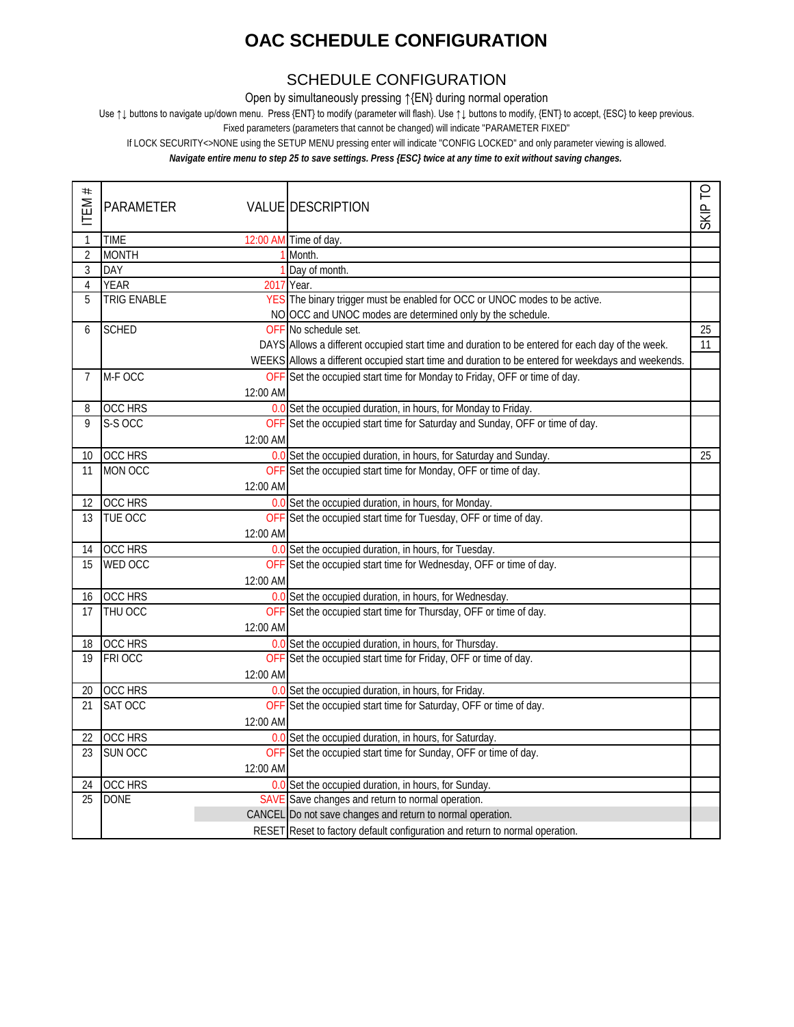# OAC SCHEDULE CONFIGURATION

## SCHEDULE CONFIGURATION

Open by simultaneously pressing ↑{EN} during normal operation

Use ↑↓ buttons to navigate up/down menu. Press {ENT} to modify (parameter will flash). Use ↑↓ buttons to modify, {ENT} to accept, {ESC} to keep previous.

Fixed parameters (parameters that cannot be changed) will indicate "PARAMETER FIXED"

If LOCK SECURITY<>NONE using the SETUP MENU pressing enter will indicate "CONFIG LOCKED" and only parameter viewing is allowed.

***Navigate entire menu to step 25 to save settings. Press {ESC} twice at any time to exit without saving changes.***

| ITEM # | PARAMETER | VALUE | DESCRIPTION | SKIP TO |
|---|---|---|---|---|
| 1 | TIME | 12:00 AM | Time of day. | |
| 2 | MONTH | 1 | Month. | |
| 3 | DAY | 1 | Day of month. | |
| 4 | YEAR | 2017 | Year. | |
| 5 | TRIG ENABLE | YES | The binary trigger must be enabled for OCC or UNOC modes to be active. | |
| | | NO | OCC and UNOC modes are determined only by the schedule. | |
| 6 | SCHED | OFF | No schedule set. | 25 |
| | | DAYS | Allows a different occupied start time and duration to be entered for each day of the week. | 11 |
| | | WEEKS | Allows a different occupied start time and duration to be entered for weekdays and weekends. | |
| 7 | M-F OCC | OFF | Set the occupied start time for Monday to Friday, OFF or time of day. | |
| | | 12:00 AM | | |
| 8 | OCC HRS | 0.0 | Set the occupied duration, in hours, for Monday to Friday. | |
| 9 | S-S OCC | OFF | Set the occupied start time for Saturday and Sunday, OFF or time of day. | |
| | | 12:00 AM | | |
| 10 | OCC HRS | 0.0 | Set the occupied duration, in hours, for Saturday and Sunday. | 25 |
| 11 | MON OCC | OFF | Set the occupied start time for Monday, OFF or time of day. | |
| | | 12:00 AM | | |
| 12 | OCC HRS | 0.0 | Set the occupied duration, in hours, for Monday. | |
| 13 | TUE OCC | OFF | Set the occupied start time for Tuesday, OFF or time of day. | |
| | | 12:00 AM | | |
| 14 | OCC HRS | 0.0 | Set the occupied duration, in hours, for Tuesday. | |
| 15 | WED OCC | OFF | Set the occupied start time for Wednesday, OFF or time of day. | |
| | | 12:00 AM | | |
| 16 | OCC HRS | 0.0 | Set the occupied duration, in hours, for Wednesday. | |
| 17 | THU OCC | OFF | Set the occupied start time for Thursday, OFF or time of day. | |
| | | 12:00 AM | | |
| 18 | OCC HRS | 0.0 | Set the occupied duration, in hours, for Thursday. | |
| 19 | FRI OCC | OFF | Set the occupied start time for Friday, OFF or time of day. | |
| | | 12:00 AM | | |
| 20 | OCC HRS | 0.0 | Set the occupied duration, in hours, for Friday. | |
| 21 | SAT OCC | OFF | Set the occupied start time for Saturday, OFF or time of day. | |
| | | 12:00 AM | | |
| 22 | OCC HRS | 0.0 | Set the occupied duration, in hours, for Saturday. | |
| 23 | SUN OCC | OFF | Set the occupied start time for Sunday, OFF or time of day. | |
| | | 12:00 AM | | |
| 24 | OCC HRS | 0.0 | Set the occupied duration, in hours, for Sunday. | |
| 25 | DONE | SAVE | Save changes and return to normal operation. | |
| | | CANCEL | Do not save changes and return to normal operation. | |
| | | RESET | Reset to factory default configuration and return to normal operation. | |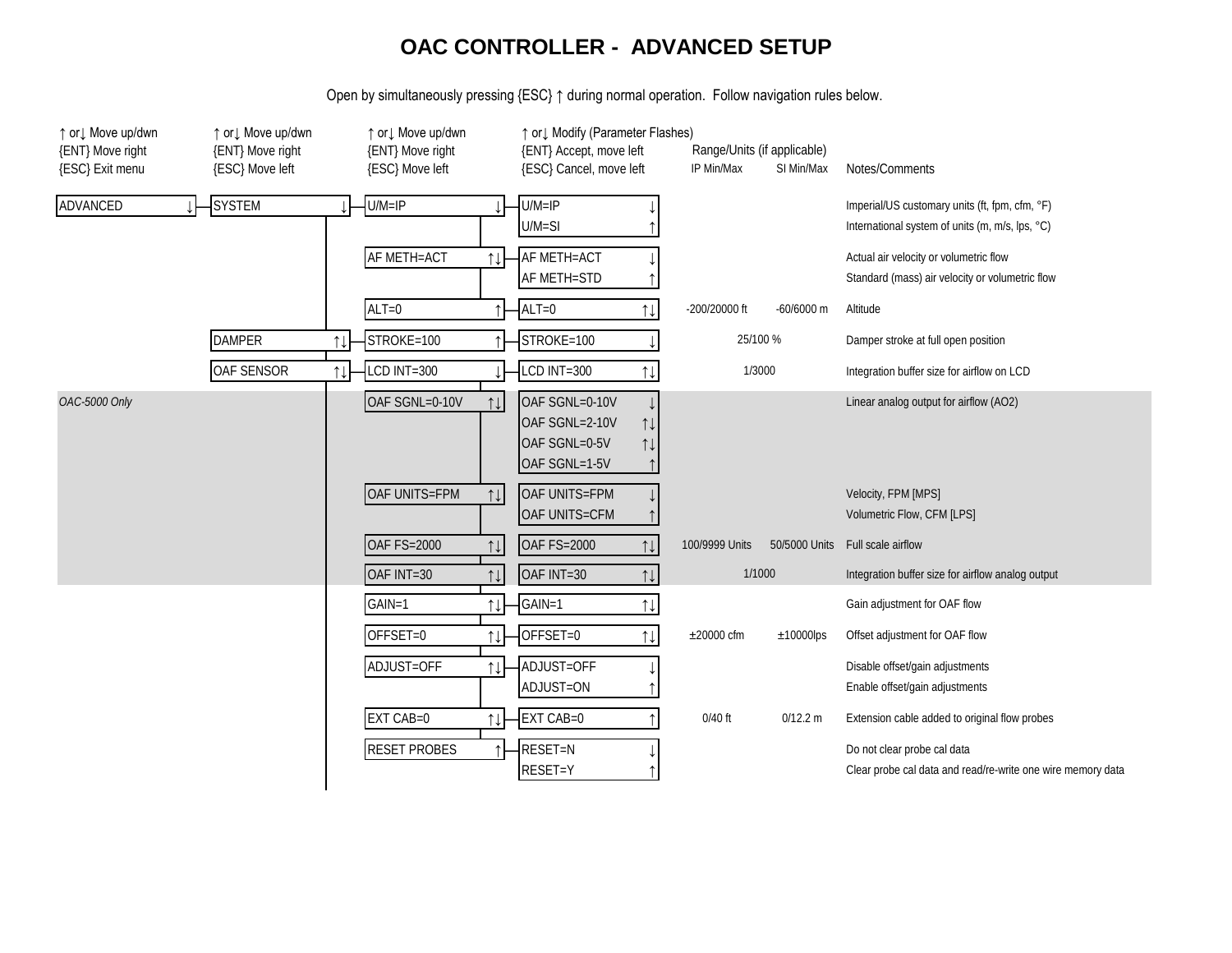# OAC CONTROLLER - ADVANCED SETUP

Open by simultaneously pressing {ESC} ↑ during normal operation. Follow navigation rules below.

| ↑ or↓ Move up/dwn<br>{ENT} Move right<br>{ESC} Exit menu | ↑ or↓ Move up/dwn<br>{ENT} Move right<br>{ESC} Move left | ↑ or↓ Move up/dwn<br>{ENT} Move right<br>{ESC} Move left | ↑ or↓ Modify (Parameter Flashes)<br>{ENT} Accept, move left<br>{ESC} Cancel, move left | Range/Units (if applicable)<br>IP Min/Max | <br>SI Min/Max | Notes/Comments |
|---|---|---|---|---|---|---|
| ADVANCED ↓ | SYSTEM ↓ | U/M=IP ↓ | U/M=IP ↓ | | | Imperial/US customary units (ft, fpm, cfm, °F) |
| | | | U/M=SI ↑ | | | International system of units (m, m/s, lps, °C) |
| | | AF METH=ACT ↑↓ | AF METH=ACT ↓ | | | Actual air velocity or volumetric flow |
| | | | AF METH=STD ↑ | | | Standard (mass) air velocity or volumetric flow |
| | | ALT=0 ↑ | ALT=0 ↑↓ | -200/20000 ft | -60/6000 m | Altitude |
| | DAMPER ↑↓ | STROKE=100 ↑ | STROKE=100 ↓ | 25/100 % | | Damper stroke at full open position |
| | OAF SENSOR ↑↓ | LCD INT=300 ↓ | LCD INT=300 ↑↓ | 1/3000 | | Integration buffer size for airflow on LCD |
| *OAC-5000 Only* | | OAF SGNL=0-10V ↑↓ | OAF SGNL=0-10V ↓ | | | Linear analog output for airflow (AO2) |
| | | | OAF SGNL=2-10V ↑↓ | | | |
| | | | OAF SGNL=0-5V ↑↓ | | | |
| | | | OAF SGNL=1-5V ↑ | | | |
| | | OAF UNITS=FPM ↑↓ | OAF UNITS=FPM ↓ | | | Velocity, FPM [MPS] |
| | | | OAF UNITS=CFM ↑ | | | Volumetric Flow, CFM [LPS] |
| | | OAF FS=2000 ↑↓ | OAF FS=2000 ↑↓ | 100/9999 Units | 50/5000 Units | Full scale airflow |
| | | OAF INT=30 ↑↓ | OAF INT=30 ↑↓ | 1/1000 | | Integration buffer size for airflow analog output |
| | | GAIN=1 ↑↓ | GAIN=1 ↑↓ | | | Gain adjustment for OAF flow |
| | | OFFSET=0 ↑↓ | OFFSET=0 ↑↓ | ±20000 cfm | ±10000lps | Offset adjustment for OAF flow |
| | | ADJUST=OFF ↑↓ | ADJUST=OFF ↓ | | | Disable offset/gain adjustments |
| | | | ADJUST=ON ↑ | | | Enable offset/gain adjustments |
| | | EXT CAB=0 ↑↓ | EXT CAB=0 ↑ | 0/40 ft | 0/12.2 m | Extension cable added to original flow probes |
| | | RESET PROBES ↑ | RESET=N ↓ | | | Do not clear probe cal data |
| | | | RESET=Y ↑ | | | Clear probe cal data and read/re-write one wire memory data |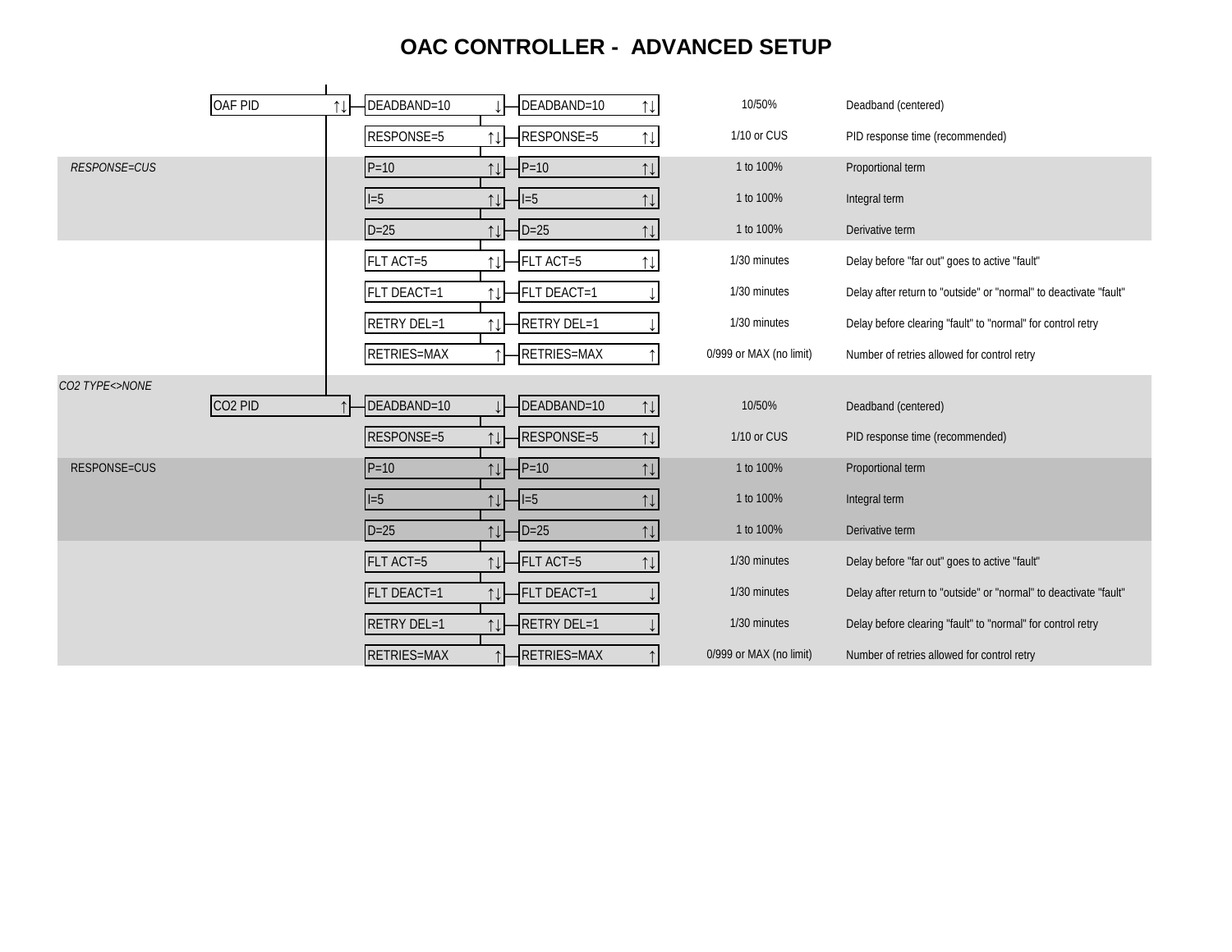# OAC CONTROLLER - ADVANCED SETUP

| Condition | Menu | Setting | Setting (edit) | Range | Description |
|---|---|---|---|---|---|
| | OAF PID ↑↓ | DEADBAND=10 ↓ | DEADBAND=10 ↑↓ | 10/50% | Deadband (centered) |
| | | RESPONSE=5 ↑↓ | RESPONSE=5 ↑↓ | 1/10 or CUS | PID response time (recommended) |
| *RESPONSE=CUS* | | P=10 ↑↓ | P=10 ↑↓ | 1 to 100% | Proportional term |
| | | I=5 ↑↓ | I=5 ↑↓ | 1 to 100% | Integral term |
| | | D=25 ↑↓ | D=25 ↑↓ | 1 to 100% | Derivative term |
| | | FLT ACT=5 ↑↓ | FLT ACT=5 ↑↓ | 1/30 minutes | Delay before "far out" goes to active "fault" |
| | | FLT DEACT=1 ↑↓ | FLT DEACT=1 ↓ | 1/30 minutes | Delay after return to "outside" or "normal" to deactivate "fault" |
| | | RETRY DEL=1 ↑↓ | RETRY DEL=1 ↓ | 1/30 minutes | Delay before clearing "fault" to "normal" for control retry |
| | | RETRIES=MAX ↑ | RETRIES=MAX ↑ | 0/999 or MAX (no limit) | Number of retries allowed for control retry |
| *CO2 TYPE<>NONE* | CO2 PID ↑ | DEADBAND=10 ↓ | DEADBAND=10 ↑↓ | 10/50% | Deadband (centered) |
| | | RESPONSE=5 ↑↓ | RESPONSE=5 ↑↓ | 1/10 or CUS | PID response time (recommended) |
| RESPONSE=CUS | | P=10 ↑↓ | P=10 ↑↓ | 1 to 100% | Proportional term |
| | | I=5 ↑↓ | I=5 ↑↓ | 1 to 100% | Integral term |
| | | D=25 ↑↓ | D=25 ↑↓ | 1 to 100% | Derivative term |
| | | FLT ACT=5 ↑↓ | FLT ACT=5 ↑↓ | 1/30 minutes | Delay before "far out" goes to active "fault" |
| | | FLT DEACT=1 ↑↓ | FLT DEACT=1 ↓ | 1/30 minutes | Delay after return to "outside" or "normal" to deactivate "fault" |
| | | RETRY DEL=1 ↑↓ | RETRY DEL=1 ↓ | 1/30 minutes | Delay before clearing "fault" to "normal" for control retry |
| | | RETRIES=MAX ↑ | RETRIES=MAX ↑ | 0/999 or MAX (no limit) | Number of retries allowed for control retry |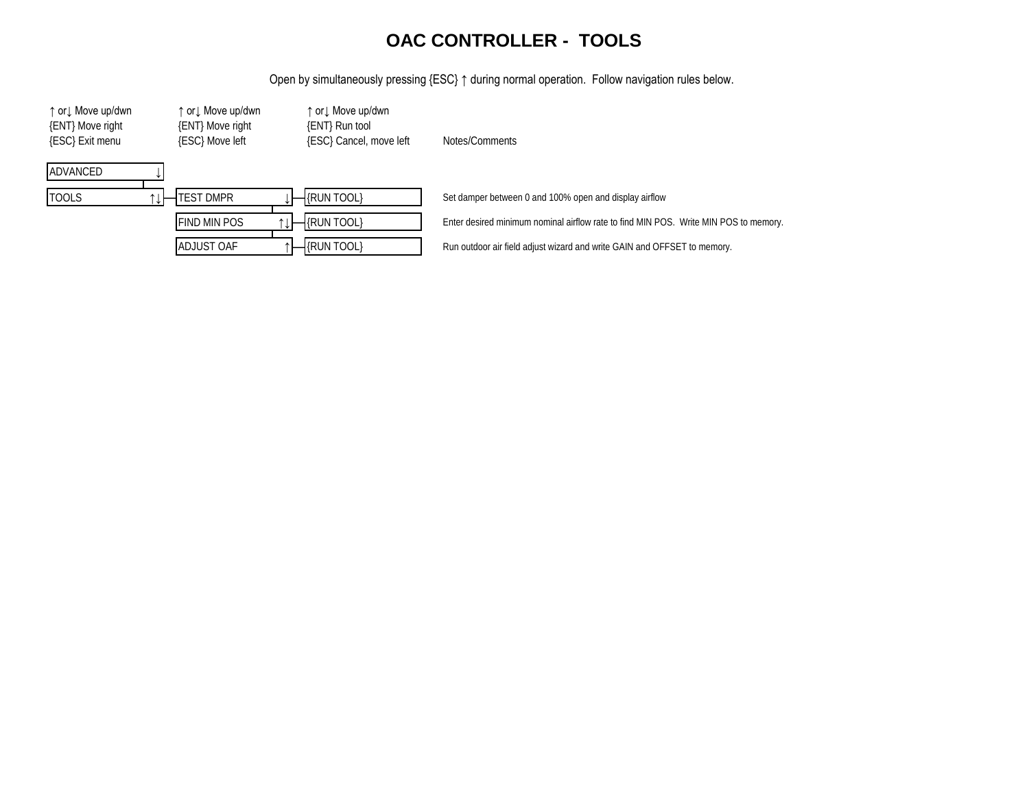# OAC CONTROLLER - TOOLS

Open by simultaneously pressing {ESC} ↑ during normal operation. Follow navigation rules below.

| ↑ or↓ Move up/dwn<br>{ENT} Move right<br>{ESC} Exit menu | ↑ or↓ Move up/dwn<br>{ENT} Move right<br>{ESC} Move left | ↑ or↓ Move up/dwn<br>{ENT} Run tool<br>{ESC} Cancel, move left | Notes/Comments |
|---|---|---|---|
| ADVANCED ↓ | | | |
| TOOLS ↑↓ | TEST DMPR ↓ | {RUN TOOL} | Set damper between 0 and 100% open and display airflow |
| | FIND MIN POS ↑↓ | {RUN TOOL} | Enter desired minimum nominal airflow rate to find MIN POS. Write MIN POS to memory. |
| | ADJUST OAF ↑ | {RUN TOOL} | Run outdoor air field adjust wizard and write GAIN and OFFSET to memory. |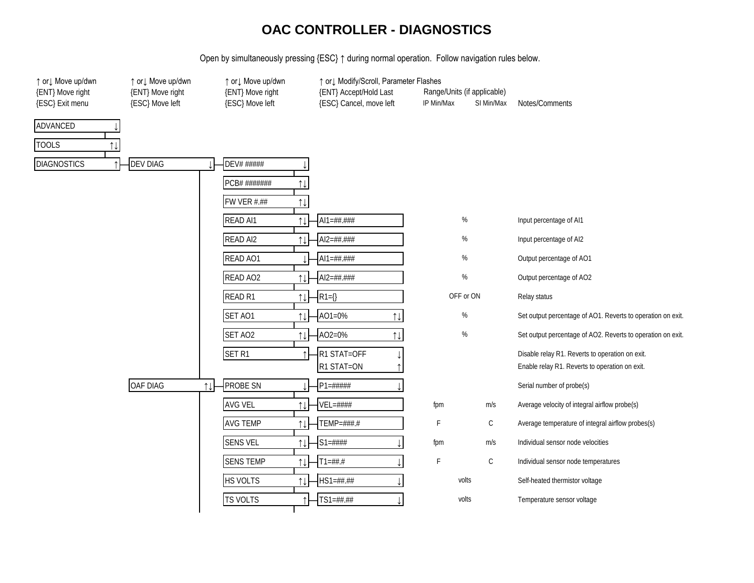# OAC CONTROLLER - DIAGNOSTICS

Open by simultaneously pressing {ESC} ↑ during normal operation. Follow navigation rules below.

| ↑ or↓ Move up/dwn<br>{ENT} Move right<br>{ESC} Exit menu | ↑ or↓ Move up/dwn<br>{ENT} Move right<br>{ESC} Move left | ↑ or↓ Move up/dwn<br>{ENT} Move right<br>{ESC} Move left | ↑ or↓ Modify/Scroll, Parameter Flashes<br>{ENT} Accept/Hold Last<br>{ESC} Cancel, move left | Range/Units (if applicable)<br>IP Min/Max | <br>SI Min/Max | Notes/Comments |
|---|---|---|---|---|---|---|
| ADVANCED ↓ | | | | | | |
| TOOLS ↑↓ | | | | | | |
| DIAGNOSTICS ↑ | DEV DIAG ↓ | DEV# ##### ↓ | | | | |
| | | PCB# ####### ↑↓ | | | | |
| | | FW VER #.## ↑↓ | | | | |
| | | READ AI1 ↑↓ | AI1=##.### | % | | Input percentage of AI1 |
| | | READ AI2 ↑↓ | AI2=##.### | % | | Input percentage of AI2 |
| | | READ AO1 ↓ | AI1=##.### | % | | Output percentage of AO1 |
| | | READ AO2 ↑↓ | AI2=##.### | % | | Output percentage of AO2 |
| | | READ R1 ↑↓ | R1={} | OFF or ON | | Relay status |
| | | SET AO1 ↑↓ | AO1=0% ↑↓ | % | | Set output percentage of AO1. Reverts to operation on exit. |
| | | SET AO2 ↑↓ | AO2=0% ↑↓ | % | | Set output percentage of AO2. Reverts to operation on exit. |
| | | SET R1 ↑ | R1 STAT=OFF ↓ | | | Disable relay R1. Reverts to operation on exit. |
| | | | R1 STAT=ON ↑ | | | Enable relay R1. Reverts to operation on exit. |
| | OAF DIAG ↑↓ | PROBE SN ↓ | P1=##### ↓ | | | Serial number of probe(s) |
| | | AVG VEL ↑↓ | VEL=#### | fpm | m/s | Average velocity of integral airflow probe(s) |
| | | AVG TEMP ↑↓ | TEMP=###.# | F | C | Average temperature of integral airflow probes(s) |
| | | SENS VEL ↑↓ | S1=#### ↓ | fpm | m/s | Individual sensor node velocities |
| | | SENS TEMP ↑↓ | T1=##.# ↓ | F | C | Individual sensor node temperatures |
| | | HS VOLTS ↑↓ | HS1=##.## ↓ | volts | | Self-heated thermistor voltage |
| | | TS VOLTS ↑ | TS1=##.## ↓ | volts | | Temperature sensor voltage |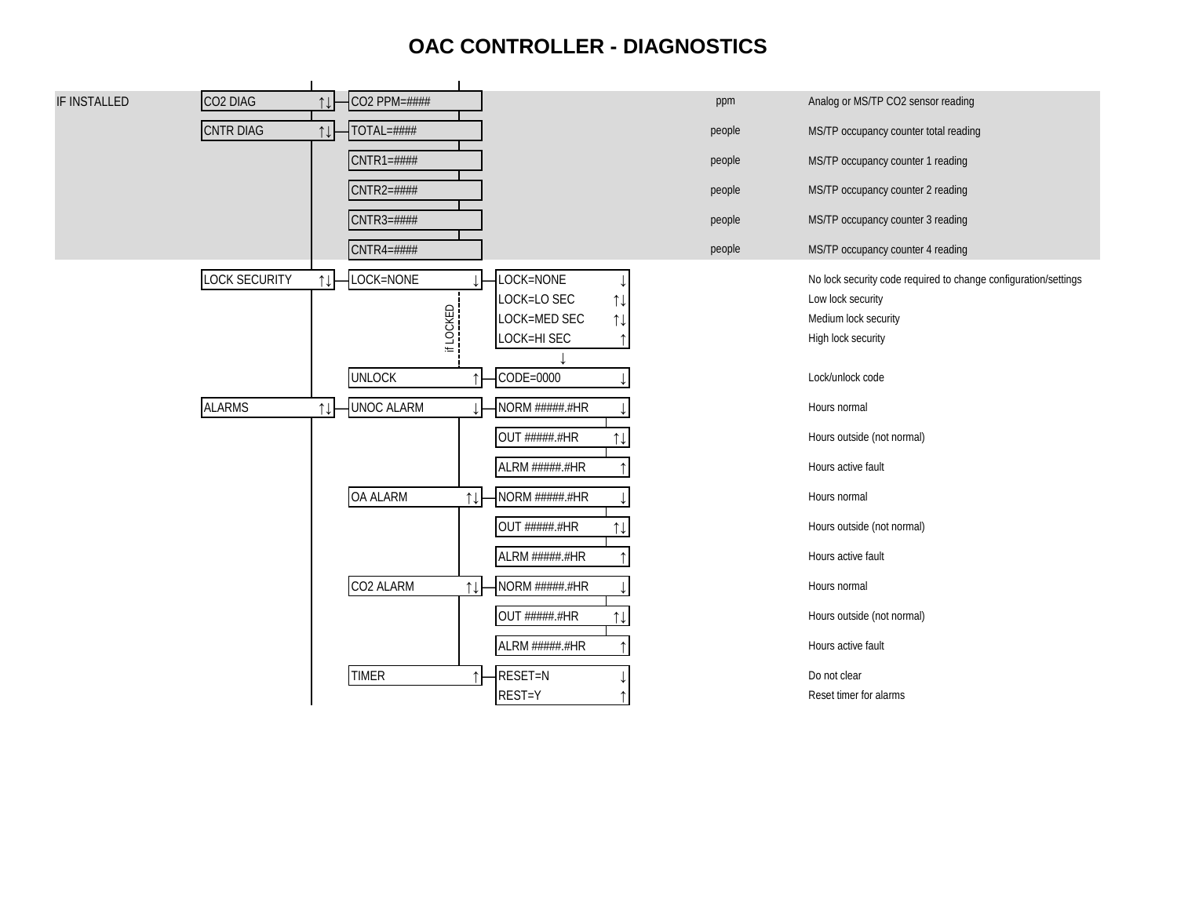# OAC CONTROLLER - DIAGNOSTICS

| | Menu | Submenu | Setting | Units | Description |
|---|---|---|---|---|---|
| IF INSTALLED | CO2 DIAG ↑↓ | CO2 PPM=#### | | ppm | Analog or MS/TP CO2 sensor reading |
| | CNTR DIAG ↑↓ | TOTAL=#### | | people | MS/TP occupancy counter total reading |
| | | CNTR1=#### | | people | MS/TP occupancy counter 1 reading |
| | | CNTR2=#### | | people | MS/TP occupancy counter 2 reading |
| | | CNTR3=#### | | people | MS/TP occupancy counter 3 reading |
| | | CNTR4=#### | | people | MS/TP occupancy counter 4 reading |
| | LOCK SECURITY ↑↓ | LOCK=NONE ↓ | LOCK=NONE ↓ | | No lock security code required to change configuration/settings |
| | | | LOCK=LO SEC ↑↓ | | Low lock security |
| | | if LOCKED | LOCK=MED SEC ↑↓ | | Medium lock security |
| | | | LOCK=HI SEC ↑ | | High lock security |
| | | UNLOCK ↑ | CODE=0000 ↓ | | Lock/unlock code |
| | ALARMS ↑↓ | UNOC ALARM ↓ | NORM #####.#HR ↓ | | Hours normal |
| | | | OUT #####.#HR ↑↓ | | Hours outside (not normal) |
| | | | ALRM #####.#HR ↑ | | Hours active fault |
| | | OA ALARM ↑↓ | NORM #####.#HR ↓ | | Hours normal |
| | | | OUT #####.#HR ↑↓ | | Hours outside (not normal) |
| | | | ALRM #####.#HR ↑ | | Hours active fault |
| | | CO2 ALARM ↑↓ | NORM #####.#HR ↓ | | Hours normal |
| | | | OUT #####.#HR ↑↓ | | Hours outside (not normal) |
| | | | ALRM #####.#HR ↑ | | Hours active fault |
| | | TIMER ↑ | RESET=N ↓ | | Do not clear |
| | | | REST=Y ↑ | | Reset timer for alarms |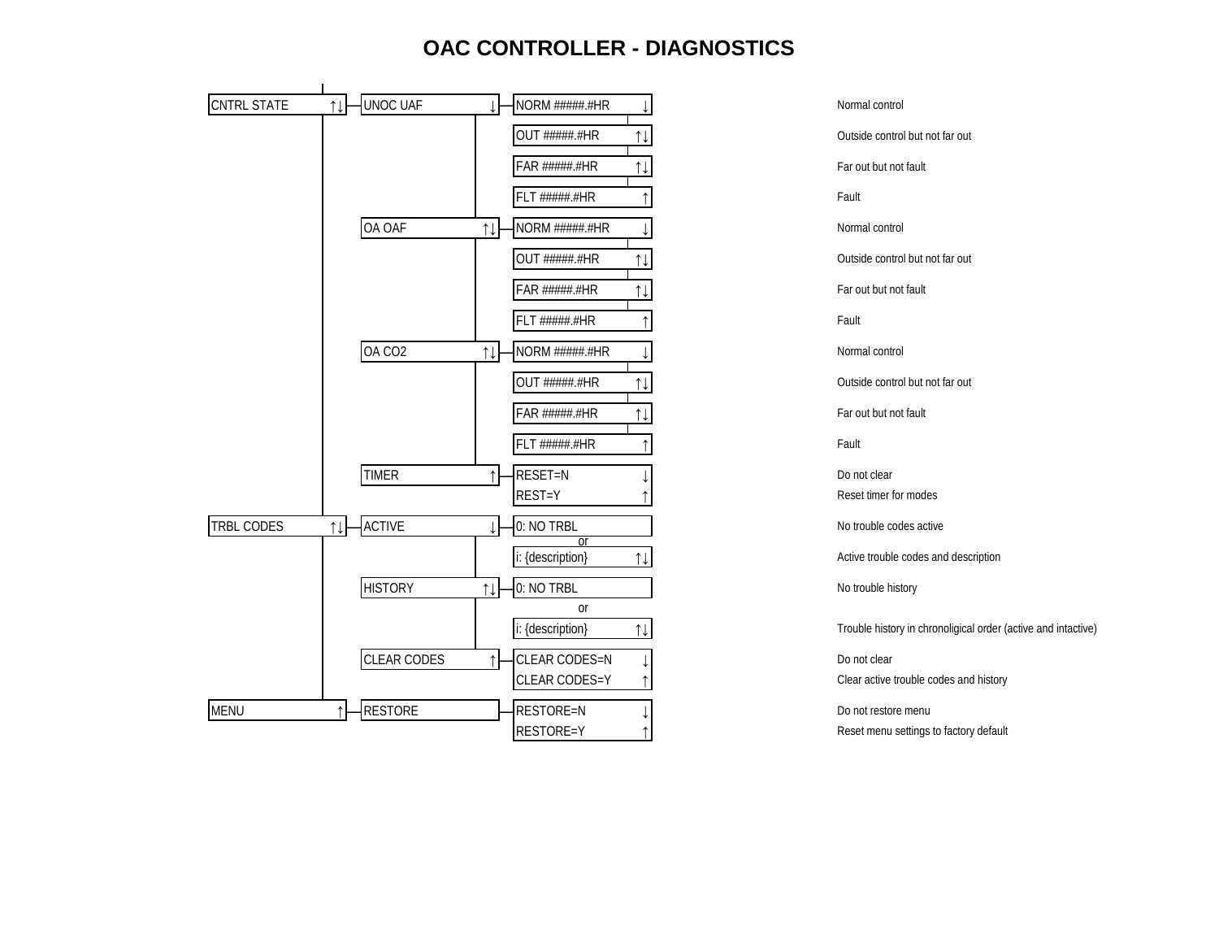# OAC CONTROLLER - DIAGNOSTICS

| Level 1 | Level 2 | Level 3 | Description |
|---|---|---|---|
| CNTRL STATE ↑↓ | UNOC UAF ↓ | NORM #####.#HR ↓ | Normal control |
| | | OUT #####.#HR ↑↓ | Outside control but not far out |
| | | FAR #####.#HR ↑↓ | Far out but not fault |
| | | FLT #####.#HR ↑ | Fault |
| | OA OAF ↑↓ | NORM #####.#HR ↓ | Normal control |
| | | OUT #####.#HR ↑↓ | Outside control but not far out |
| | | FAR #####.#HR ↑↓ | Far out but not fault |
| | | FLT #####.#HR ↑ | Fault |
| | OA CO2 ↑↓ | NORM #####.#HR ↓ | Normal control |
| | | OUT #####.#HR ↑↓ | Outside control but not far out |
| | | FAR #####.#HR ↑↓ | Far out but not fault |
| | | FLT #####.#HR ↑ | Fault |
| | TIMER ↑ | RESET=N ↓ | Do not clear |
| | | REST=Y ↑ | Reset timer for modes |
| TRBL CODES ↑↓ | ACTIVE ↓ | 0: NO TRBL | No trouble codes active |
| | | or | |
| | | i: {description} ↑↓ | Active trouble codes and description |
| | HISTORY ↑↓ | 0: NO TRBL | No trouble history |
| | | or | |
| | | i: {description} ↑↓ | Trouble history in chronoligical order (active and intactive) |
| | CLEAR CODES ↑ | CLEAR CODES=N ↓ | Do not clear |
| | | CLEAR CODES=Y ↑ | Clear active trouble codes and history |
| MENU ↑ | RESTORE | RESTORE=N ↓ | Do not restore menu |
| | | RESTORE=Y ↑ | Reset menu settings to factory default |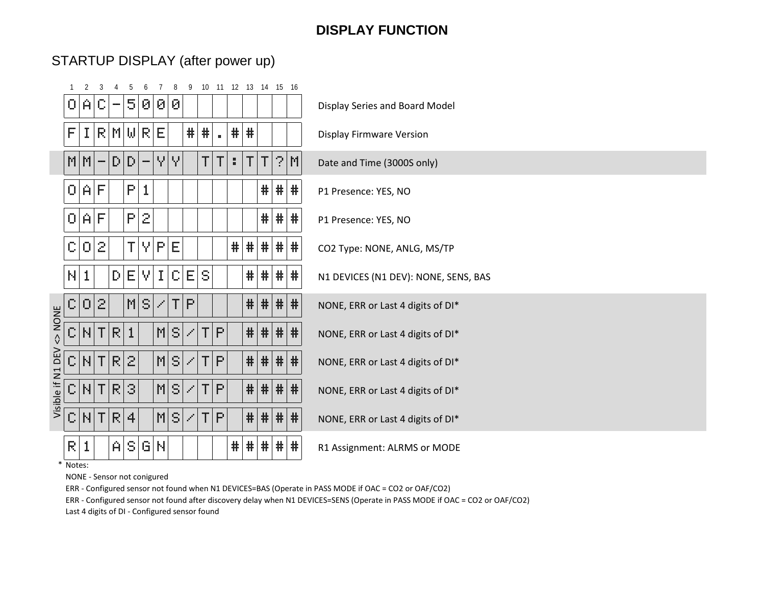# DISPLAY FUNCTION

## STARTUP DISPLAY (after power up)

| 1 | 2 | 3 | 4 | 5 | 6 | 7 | 8 | 9 | 10 | 11 | 12 | 13 | 14 | 15 | 16 | Description |
|---|---|---|---|---|---|---|---|---|---|---|---|---|---|---|---|---|
| O | A | C | - | 5 | 0 | 0 | 0 | | | | | | | | | Display Series and Board Model |
| F | I | R | M | W | R | E | | # | # | . | # | # | | | | Display Firmware Version |
| M | M | - | D | D | - | Y | Y | | T | T | : | T | T | ? | M | Date and Time (3000S only) |
| O | A | F | | P | 1 | | | | | | | | # | # | # | P1 Presence: YES, NO |
| O | A | F | | P | 2 | | | | | | | | # | # | # | P1 Presence: YES, NO |
| C | O | 2 | | T | Y | P | E | | | | # | # | # | # | # | CO2 Type: NONE, ANLG, MS/TP |
| N | 1 | | D | E | V | I | C | E | S | | | # | # | # | # | N1 DEVICES (N1 DEV): NONE, SENS, BAS |
| C | O | 2 | | M | S | / | T | P | | | | # | # | # | # | NONE, ERR or Last 4 digits of DI* |
| C | N | T | R | 1 | | M | S | / | T | P | | # | # | # | # | NONE, ERR or Last 4 digits of DI* |
| C | N | T | R | 2 | | M | S | / | T | P | | # | # | # | # | NONE, ERR or Last 4 digits of DI* |
| C | N | T | R | 3 | | M | S | / | T | P | | # | # | # | # | NONE, ERR or Last 4 digits of DI* |
| C | N | T | R | 4 | | M | S | / | T | P | | # | # | # | # | NONE, ERR or Last 4 digits of DI* |
| R | 1 | | A | S | G | N | | | | | # | # | # | # | # | R1 Assignment: ALRMS or MODE |

Visible if N1 DEV <> NONE (applies to rows CO2 MS/TP through CNTR4 MS/TP)

\* Notes:

NONE - Sensor not conigured

ERR - Configured sensor not found when N1 DEVICES=BAS (Operate in PASS MODE if OAC = CO2 or OAF/CO2)

ERR - Configured sensor not found after discovery delay when N1 DEVICES=SENS (Operate in PASS MODE if OAC = CO2 or OAF/CO2)

Last 4 digits of DI - Configured sensor found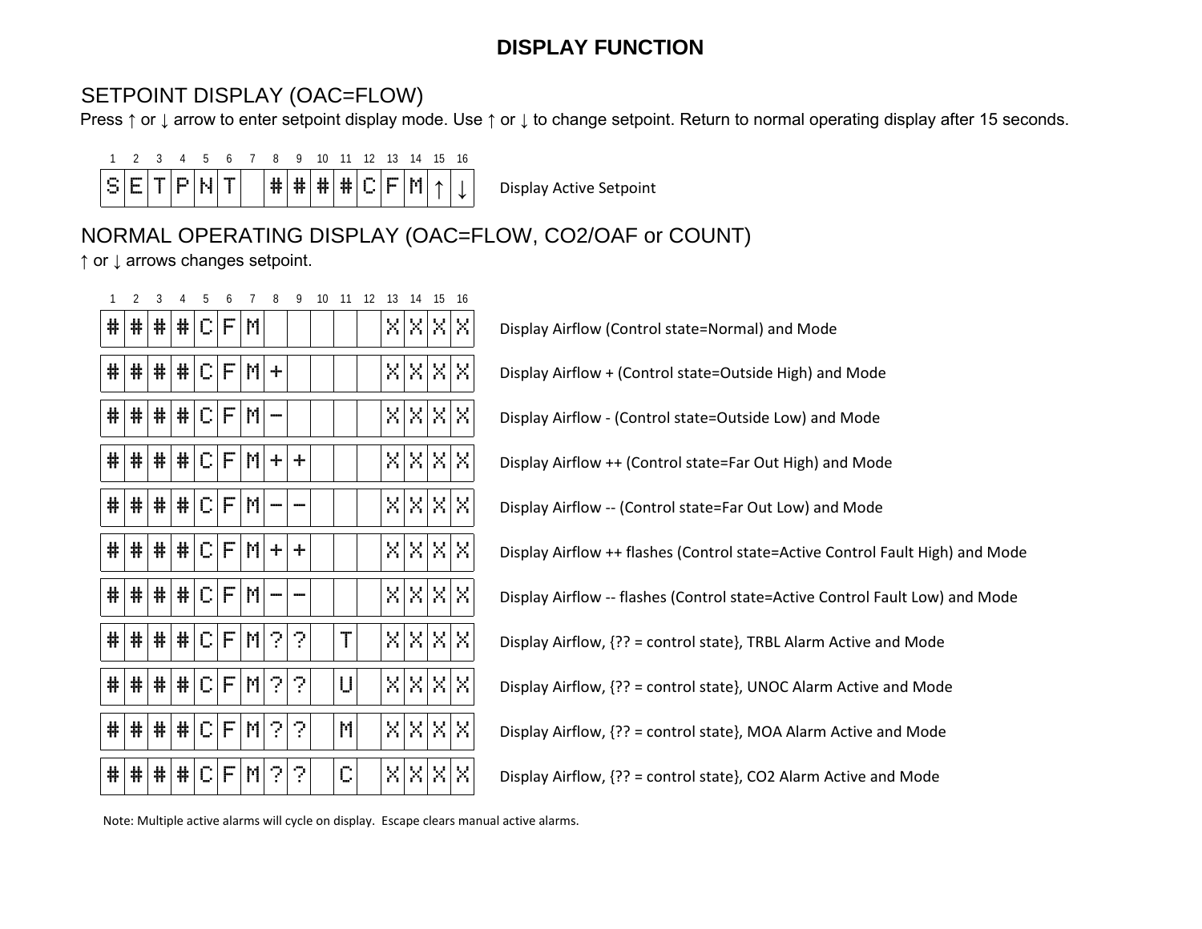# DISPLAY FUNCTION

## SETPOINT DISPLAY (OAC=FLOW)

Press ↑ or ↓ arrow to enter setpoint display mode. Use ↑ or ↓ to change setpoint. Return to normal operating display after 15 seconds.

| 1 | 2 | 3 | 4 | 5 | 6 | 7 | 8 | 9 | 10 | 11 | 12 | 13 | 14 | 15 | 16 | |
|---|---|---|---|---|---|---|---|---|---|---|---|---|---|---|---|---|
| S | E | T | P | N | T | | # | # | # | # | C | F | M | ↑ | ↓ | Display Active Setpoint |

## NORMAL OPERATING DISPLAY (OAC=FLOW, CO2/OAF or COUNT)

↑ or ↓ arrows changes setpoint.

| 1 | 2 | 3 | 4 | 5 | 6 | 7 | 8 | 9 | 10 | 11 | 12 | 13 | 14 | 15 | 16 | |
|---|---|---|---|---|---|---|---|---|---|---|---|---|---|---|---|---|
| # | # | # | # | C | F | M | | | | | | X | X | X | X | Display Airflow (Control state=Normal) and Mode |
| # | # | # | # | C | F | M | + | | | | | X | X | X | X | Display Airflow + (Control state=Outside High) and Mode |
| # | # | # | # | C | F | M | - | | | | | X | X | X | X | Display Airflow - (Control state=Outside Low) and Mode |
| # | # | # | # | C | F | M | + | + | | | | X | X | X | X | Display Airflow ++ (Control state=Far Out High) and Mode |
| # | # | # | # | C | F | M | - | - | | | | X | X | X | X | Display Airflow -- (Control state=Far Out Low) and Mode |
| # | # | # | # | C | F | M | + | + | | | | X | X | X | X | Display Airflow ++ flashes (Control state=Active Control Fault High) and Mode |
| # | # | # | # | C | F | M | - | - | | | | X | X | X | X | Display Airflow -- flashes (Control state=Active Control Fault Low) and Mode |
| # | # | # | # | C | F | M | ? | ? | | T | | X | X | X | X | Display Airflow, {?? = control state}, TRBL Alarm Active and Mode |
| # | # | # | # | C | F | M | ? | ? | | U | | X | X | X | X | Display Airflow, {?? = control state}, UNOC Alarm Active and Mode |
| # | # | # | # | C | F | M | ? | ? | | M | | X | X | X | X | Display Airflow, {?? = control state}, MOA Alarm Active and Mode |
| # | # | # | # | C | F | M | ? | ? | | C | | X | X | X | X | Display Airflow, {?? = control state}, CO2 Alarm Active and Mode |

Note: Multiple active alarms will cycle on display. Escape clears manual active alarms.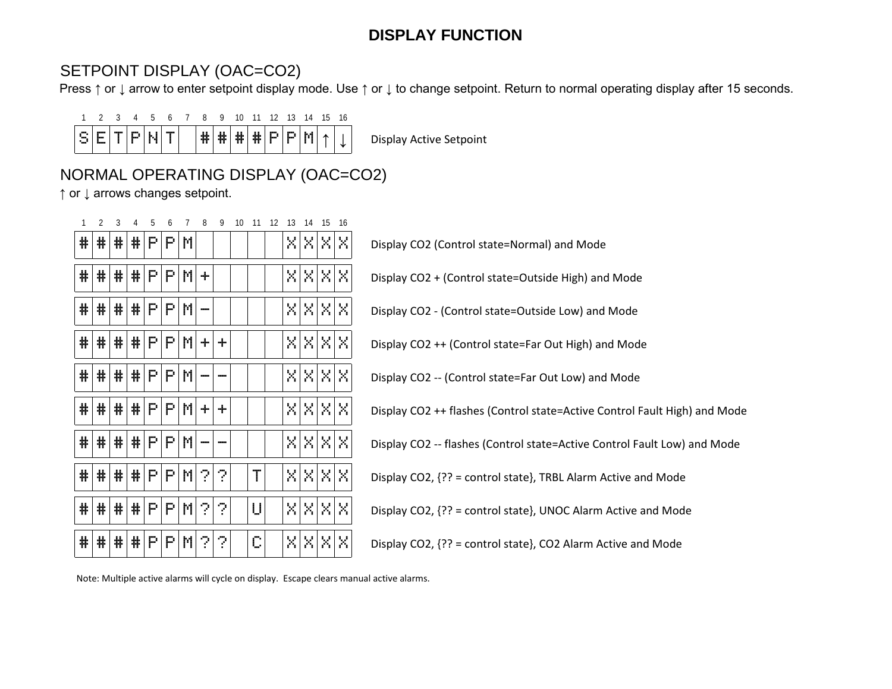# DISPLAY FUNCTION

## SETPOINT DISPLAY (OAC=CO2)

Press ↑ or ↓ arrow to enter setpoint display mode. Use ↑ or ↓ to change setpoint. Return to normal operating display after 15 seconds.

| 1 | 2 | 3 | 4 | 5 | 6 | 7 | 8 | 9 | 10 | 11 | 12 | 13 | 14 | 15 | 16 | |
|---|---|---|---|---|---|---|---|---|---|---|---|---|---|---|---|---|
| S | E | T | P | N | T | | # | # | # | # | P | P | M | ↑ | ↓ | Display Active Setpoint |

## NORMAL OPERATING DISPLAY (OAC=CO2)

↑ or ↓ arrows changes setpoint.

| 1 | 2 | 3 | 4 | 5 | 6 | 7 | 8 | 9 | 10 | 11 | 12 | 13 | 14 | 15 | 16 | |
|---|---|---|---|---|---|---|---|---|---|---|---|---|---|---|---|---|
| # | # | # | # | P | P | M | | | | | | X | X | X | X | Display CO2 (Control state=Normal) and Mode |
| # | # | # | # | P | P | M | + | | | | | X | X | X | X | Display CO2 + (Control state=Outside High) and Mode |
| # | # | # | # | P | P | M | - | | | | | X | X | X | X | Display CO2 - (Control state=Outside Low) and Mode |
| # | # | # | # | P | P | M | + | + | | | | X | X | X | X | Display CO2 ++ (Control state=Far Out High) and Mode |
| # | # | # | # | P | P | M | - | - | | | | X | X | X | X | Display CO2 -- (Control state=Far Out Low) and Mode |
| # | # | # | # | P | P | M | + | + | | | | X | X | X | X | Display CO2 ++ flashes (Control state=Active Control Fault High) and Mode |
| # | # | # | # | P | P | M | - | - | | | | X | X | X | X | Display CO2 -- flashes (Control state=Active Control Fault Low) and Mode |
| # | # | # | # | P | P | M | ? | ? | | T | | X | X | X | X | Display CO2, {?? = control state}, TRBL Alarm Active and Mode |
| # | # | # | # | P | P | M | ? | ? | | U | | X | X | X | X | Display CO2, {?? = control state}, UNOC Alarm Active and Mode |
| # | # | # | # | P | P | M | ? | ? | | C | | X | X | X | X | Display CO2, {?? = control state}, CO2 Alarm Active and Mode |

Note: Multiple active alarms will cycle on display. Escape clears manual active alarms.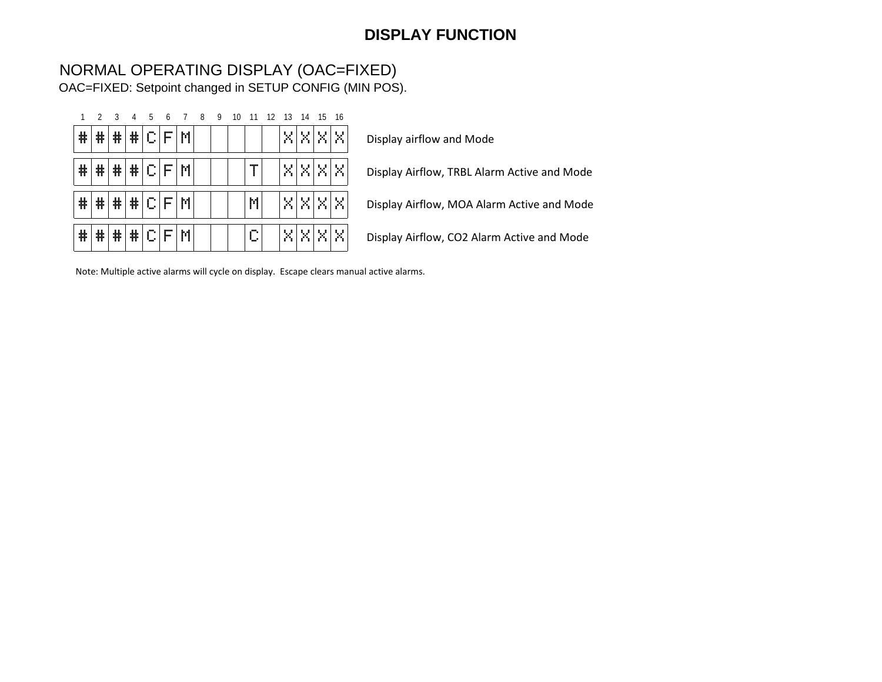# DISPLAY FUNCTION

## NORMAL OPERATING DISPLAY (OAC=FIXED)

OAC=FIXED: Setpoint changed in SETUP CONFIG (MIN POS).

| 1 | 2 | 3 | 4 | 5 | 6 | 7 | 8 | 9 | 10 | 11 | 12 | 13 | 14 | 15 | 16 | |
|---|---|---|---|---|---|---|---|---|---|---|---|---|---|---|---|---|
| # | # | # | # | C | F | M | | | | | | X | X | X | X | Display airflow and Mode |
| # | # | # | # | C | F | M | | | | T | | X | X | X | X | Display Airflow, TRBL Alarm Active and Mode |
| # | # | # | # | C | F | M | | | | M | | X | X | X | X | Display Airflow, MOA Alarm Active and Mode |
| # | # | # | # | C | F | M | | | | C | | X | X | X | X | Display Airflow, CO2 Alarm Active and Mode |

Note: Multiple active alarms will cycle on display. Escape clears manual active alarms.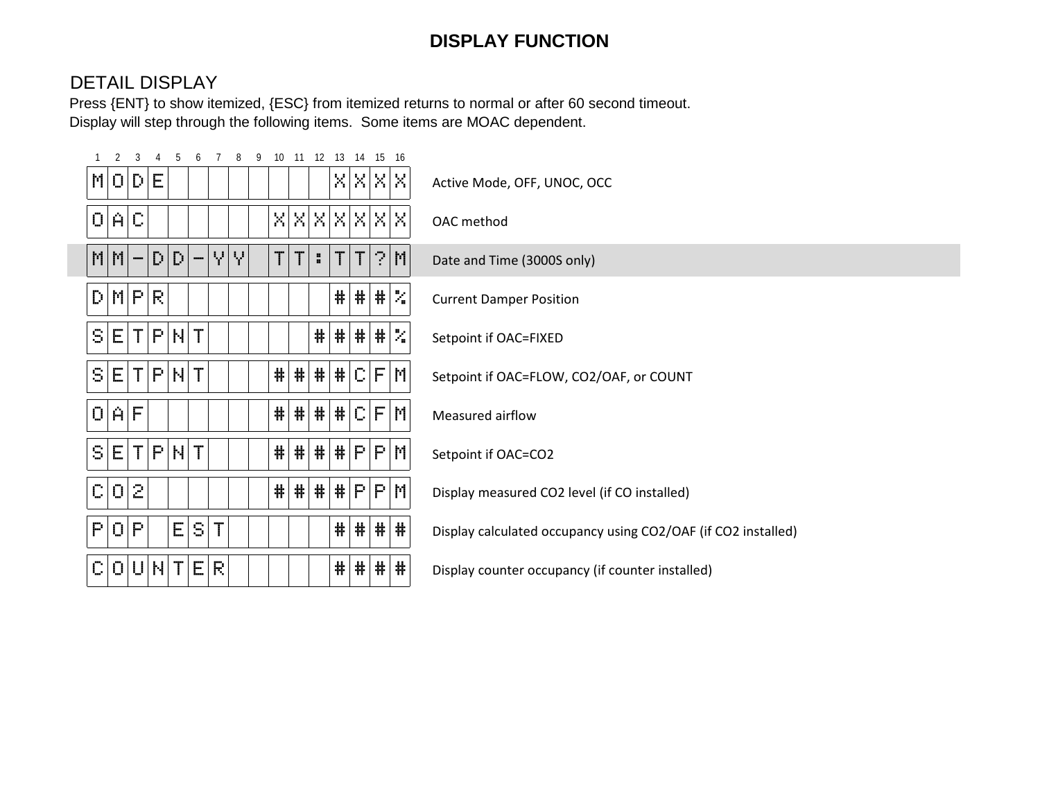# DISPLAY FUNCTION

## DETAIL DISPLAY

Press {ENT} to show itemized, {ESC} from itemized returns to normal or after 60 second timeout.
Display will step through the following items. Some items are MOAC dependent.

| 1 | 2 | 3 | 4 | 5 | 6 | 7 | 8 | 9 | 10 | 11 | 12 | 13 | 14 | 15 | 16 | |
|---|---|---|---|---|---|---|---|---|---|---|---|---|---|---|---|---|
| M | O | D | E | | | | | | | | | X | X | X | X | Active Mode, OFF, UNOC, OCC |
| O | A | C | | | | | | | X | X | X | X | X | X | X | OAC method |
| M | M | - | D | D | - | Y | Y | | T | T | : | T | T | ? | M | Date and Time (3000S only) |
| D | M | P | R | | | | | | | | | # | # | # | % | Current Damper Position |
| S | E | T | P | N | T | | | | | | # | # | # | # | % | Setpoint if OAC=FIXED |
| S | E | T | P | N | T | | | | # | # | # | # | C | F | M | Setpoint if OAC=FLOW, CO2/OAF, or COUNT |
| O | A | F | | | | | | | # | # | # | # | C | F | M | Measured airflow |
| S | E | T | P | N | T | | | | # | # | # | # | P | P | M | Setpoint if OAC=CO2 |
| C | O | 2 | | | | | | | # | # | # | # | P | P | M | Display measured CO2 level (if CO installed) |
| P | O | P | | E | S | T | | | | | | # | # | # | # | Display calculated occupancy using CO2/OAF (if CO2 installed) |
| C | O | U | N | T | E | R | | | | | | # | # | # | # | Display counter occupancy (if counter installed) |